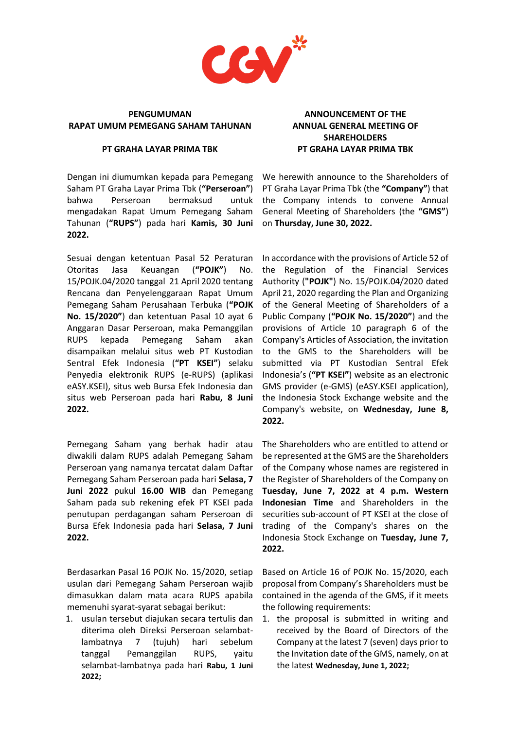**PENGUMUMAN**
**RAPAT UMUM PEMEGANG SAHAM TAHUNAN**

**PT GRAHA LAYAR PRIMA TBK**

Dengan ini diumumkan kepada para Pemegang Saham PT Graha Layar Prima Tbk (**"Perseroan"**) bahwa Perseroan bermaksud untuk mengadakan Rapat Umum Pemegang Saham Tahunan (**"RUPS"**) pada hari **Kamis, 30 Juni 2022.**

Sesuai dengan ketentuan Pasal 52 Peraturan Otoritas Jasa Keuangan (**"POJK"**) No. 15/POJK.04/2020 tanggal 21 April 2020 tentang Rencana dan Penyelenggaraan Rapat Umum Pemegang Saham Perusahaan Terbuka (**"POJK No. 15/2020"**) dan ketentuan Pasal 10 ayat 6 Anggaran Dasar Perseroan, maka Pemanggilan RUPS kepada Pemegang Saham akan disampaikan melalui situs web PT Kustodian Sentral Efek Indonesia (**"PT KSEI"**) selaku Penyedia elektronik RUPS (e-RUPS) (aplikasi eASY.KSEI), situs web Bursa Efek Indonesia dan situs web Perseroan pada hari **Rabu, 8 Juni 2022.**

Pemegang Saham yang berhak hadir atau diwakili dalam RUPS adalah Pemegang Saham Perseroan yang namanya tercatat dalam Daftar Pemegang Saham Perseroan pada hari **Selasa, 7 Juni 2022** pukul **16.00 WIB** dan Pemegang Saham pada sub rekening efek PT KSEI pada penutupan perdagangan saham Perseroan di Bursa Efek Indonesia pada hari **Selasa, 7 Juni 2022.**

Berdasarkan Pasal 16 POJK No. 15/2020, setiap usulan dari Pemegang Saham Perseroan wajib dimasukkan dalam mata acara RUPS apabila memenuhi syarat-syarat sebagai berikut:

1. usulan tersebut diajukan secara tertulis dan diterima oleh Direksi Perseroan selambat-lambatnya 7 (tujuh) hari sebelum tanggal Pemanggilan RUPS, yaitu selambat-lambatnya pada hari **Rabu, 1 Juni 2022;**

**ANNOUNCEMENT OF THE ANNUAL GENERAL MEETING OF SHAREHOLDERS**
**PT GRAHA LAYAR PRIMA TBK**

We herewith announce to the Shareholders of PT Graha Layar Prima Tbk (the **"Company"**) that the Company intends to convene Annual General Meeting of Shareholders (the **"GMS"**) on **Thursday, June 30, 2022.**

In accordance with the provisions of Article 52 of the Regulation of the Financial Services Authority (**"POJK"**) No. 15/POJK.04/2020 dated April 21, 2020 regarding the Plan and Organizing of the General Meeting of Shareholders of a Public Company (**"POJK No. 15/2020"**) and the provisions of Article 10 paragraph 6 of the Company's Articles of Association, the invitation to the GMS to the Shareholders will be submitted via PT Kustodian Sentral Efek Indonesia's (**"PT KSEI"**) website as an electronic GMS provider (e-GMS) (eASY.KSEI application), the Indonesia Stock Exchange website and the Company's website, on **Wednesday, June 8, 2022.**

The Shareholders who are entitled to attend or be represented at the GMS are the Shareholders of the Company whose names are registered in the Register of Shareholders of the Company on **Tuesday, June 7, 2022 at 4 p.m. Western Indonesian Time** and Shareholders in the securities sub-account of PT KSEI at the close of trading of the Company's shares on the Indonesia Stock Exchange on **Tuesday, June 7, 2022.**

Based on Article 16 of POJK No. 15/2020, each proposal from Company's Shareholders must be contained in the agenda of the GMS, if it meets the following requirements:

1. the proposal is submitted in writing and received by the Board of Directors of the Company at the latest 7 (seven) days prior to the Invitation date of the GMS, namely, on at the latest **Wednesday, June 1, 2022;**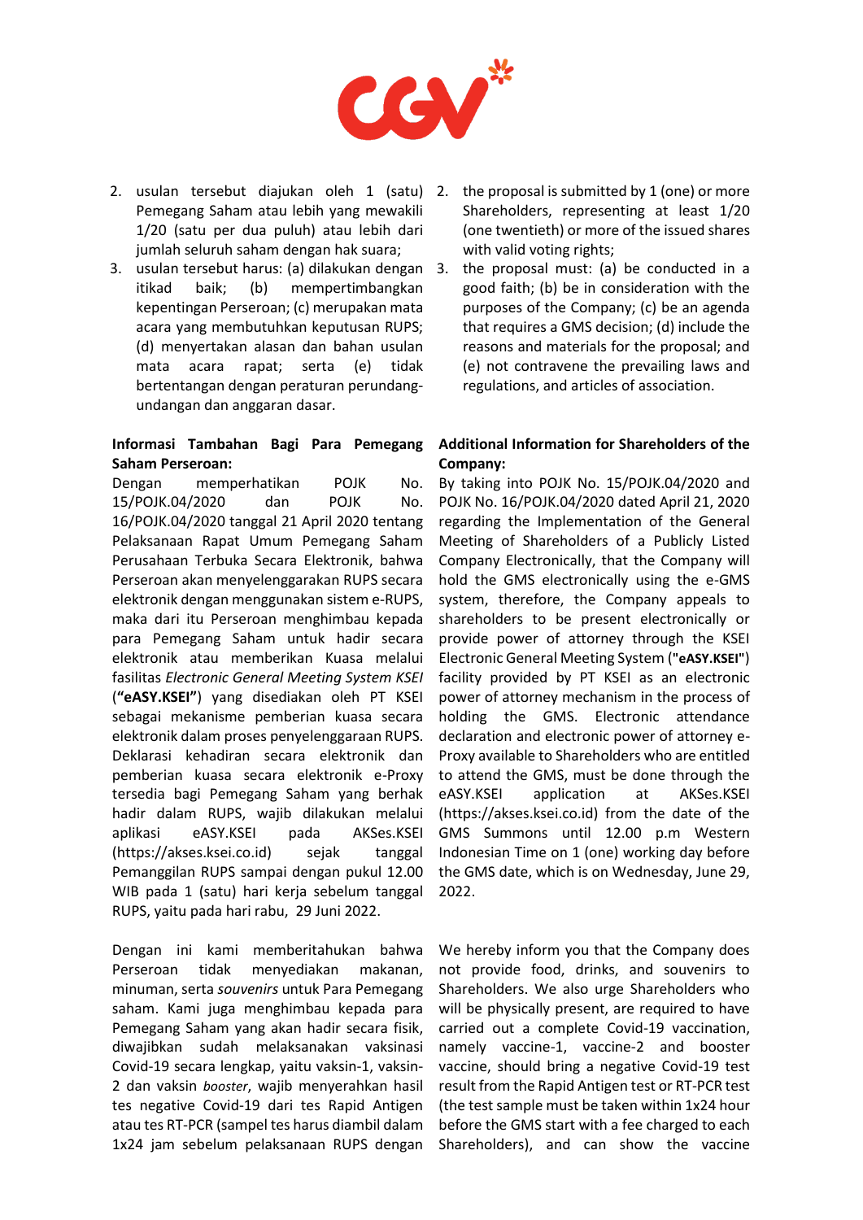2. usulan tersebut diajukan oleh 1 (satu) Pemegang Saham atau lebih yang mewakili 1/20 (satu per dua puluh) atau lebih dari jumlah seluruh saham dengan hak suara;
3. usulan tersebut harus: (a) dilakukan dengan itikad baik; (b) mempertimbangkan kepentingan Perseroan; (c) merupakan mata acara yang membutuhkan keputusan RUPS; (d) menyertakan alasan dan bahan usulan mata acara rapat; serta (e) tidak bertentangan dengan peraturan perundang-undangan dan anggaran dasar.

2. the proposal is submitted by 1 (one) or more Shareholders, representing at least 1/20 (one twentieth) or more of the issued shares with valid voting rights;
3. the proposal must: (a) be conducted in a good faith; (b) be in consideration with the purposes of the Company; (c) be an agenda that requires a GMS decision; (d) include the reasons and materials for the proposal; and (e) not contravene the prevailing laws and regulations, and articles of association.

**Informasi Tambahan Bagi Para Pemegang Saham Perseroan:**

Dengan memperhatikan POJK No. 15/POJK.04/2020 dan POJK No. 16/POJK.04/2020 tanggal 21 April 2020 tentang Pelaksanaan Rapat Umum Pemegang Saham Perusahaan Terbuka Secara Elektronik, bahwa Perseroan akan menyelenggarakan RUPS secara elektronik dengan menggunakan sistem e-RUPS, maka dari itu Perseroan menghimbau kepada para Pemegang Saham untuk hadir secara elektronik atau memberikan Kuasa melalui fasilitas *Electronic General Meeting System KSEI* (**"eASY.KSEI"**) yang disediakan oleh PT KSEI sebagai mekanisme pemberian kuasa secara elektronik dalam proses penyelenggaraan RUPS. Deklarasi kehadiran secara elektronik dan pemberian kuasa secara elektronik e-Proxy tersedia bagi Pemegang Saham yang berhak hadir dalam RUPS, wajib dilakukan melalui aplikasi eASY.KSEI pada AKSes.KSEI (https://akses.ksei.co.id) sejak tanggal Pemanggilan RUPS sampai dengan pukul 12.00 WIB pada 1 (satu) hari kerja sebelum tanggal RUPS, yaitu pada hari rabu, 29 Juni 2022.

**Additional Information for Shareholders of the Company:**

By taking into POJK No. 15/POJK.04/2020 and POJK No. 16/POJK.04/2020 dated April 21, 2020 regarding the Implementation of the General Meeting of Shareholders of a Publicly Listed Company Electronically, that the Company will hold the GMS electronically using the e-GMS system, therefore, the Company appeals to shareholders to be present electronically or provide power of attorney through the KSEI Electronic General Meeting System (**"eASY.KSEI"**) facility provided by PT KSEI as an electronic power of attorney mechanism in the process of holding the GMS. Electronic attendance declaration and electronic power of attorney e-Proxy available to Shareholders who are entitled to attend the GMS, must be done through the eASY.KSEI application at AKSes.KSEI (https://akses.ksei.co.id) from the date of the GMS Summons until 12.00 p.m Western Indonesian Time on 1 (one) working day before the GMS date, which is on Wednesday, June 29, 2022.

Dengan ini kami memberitahukan bahwa Perseroan tidak menyediakan makanan, minuman, serta *souvenirs* untuk Para Pemegang saham. Kami juga menghimbau kepada para Pemegang Saham yang akan hadir secara fisik, diwajibkan sudah melaksanakan vaksinasi Covid-19 secara lengkap, yaitu vaksin-1, vaksin-2 dan vaksin *booster*, wajib menyerahkan hasil tes negative Covid-19 dari tes Rapid Antigen atau tes RT-PCR (sampel tes harus diambil dalam 1x24 jam sebelum pelaksanaan RUPS dengan

We hereby inform you that the Company does not provide food, drinks, and souvenirs to Shareholders. We also urge Shareholders who will be physically present, are required to have carried out a complete Covid-19 vaccination, namely vaccine-1, vaccine-2 and booster vaccine, should bring a negative Covid-19 test result from the Rapid Antigen test or RT-PCR test (the test sample must be taken within 1x24 hour before the GMS start with a fee charged to each Shareholders), and can show the vaccine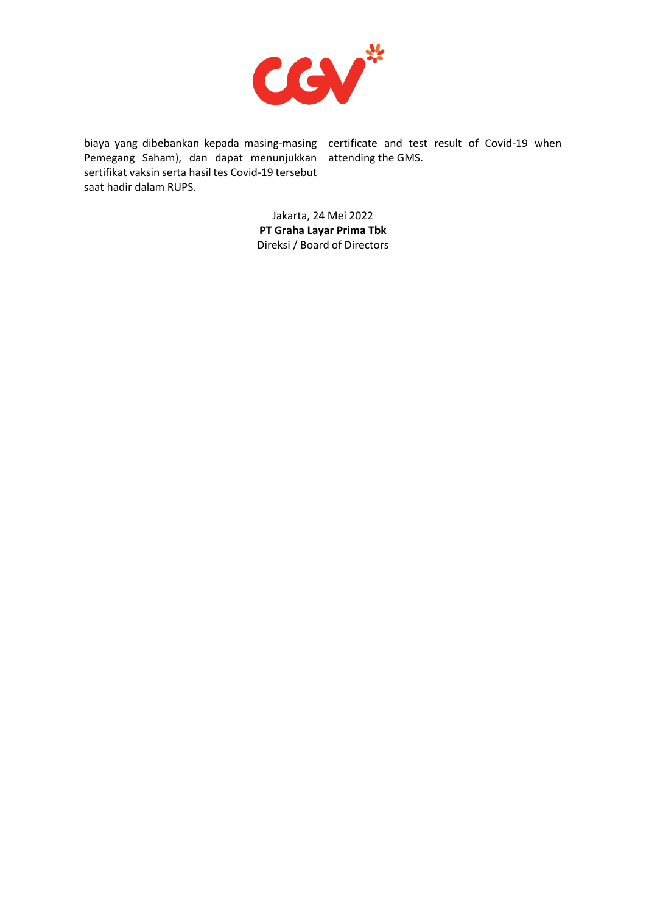biaya yang dibebankan kepada masing-masing Pemegang Saham), dan dapat menunjukkan sertifikat vaksin serta hasil tes Covid-19 tersebut saat hadir dalam RUPS.

certificate and test result of Covid-19 when attending the GMS.

Jakarta, 24 Mei 2022

**PT Graha Layar Prima Tbk**

Direksi / Board of Directors